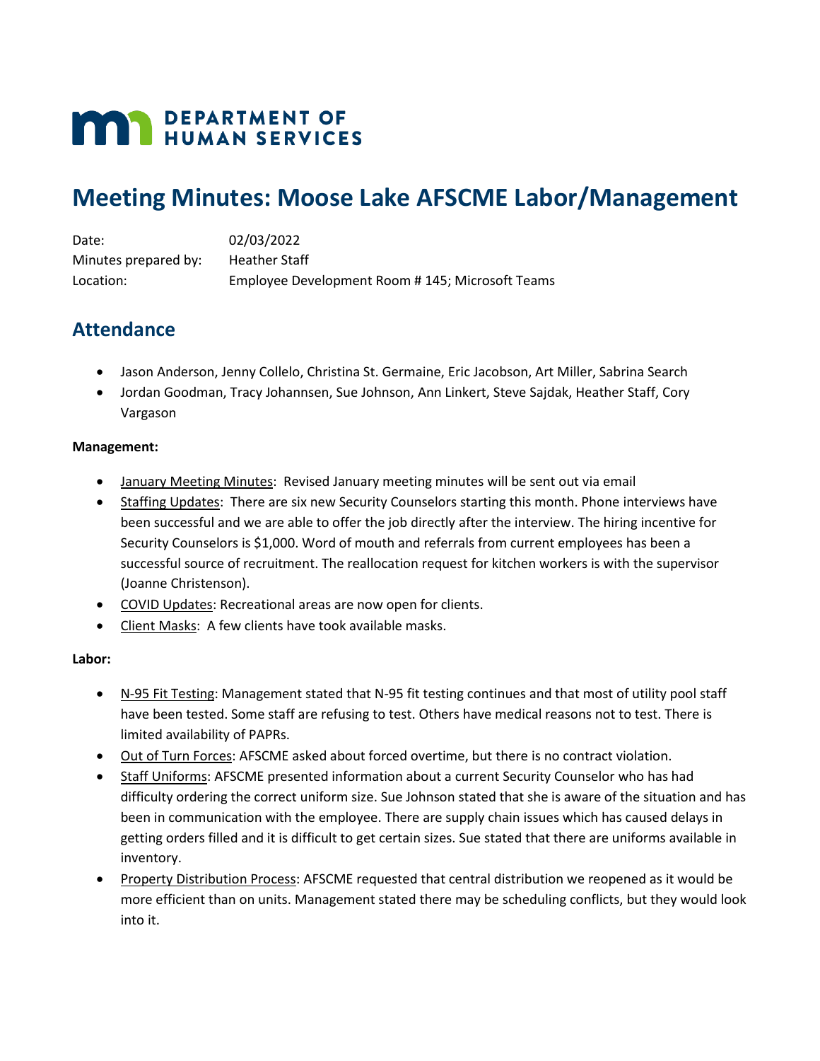DEPARTMENT OF HUMAN SERVICES

# Meeting Minutes: Moose Lake AFSCME Labor/Management

Date: 02/03/2022
Minutes prepared by: Heather Staff
Location: Employee Development Room # 145; Microsoft Teams

## Attendance

- Jason Anderson, Jenny Collelo, Christina St. Germaine, Eric Jacobson, Art Miller, Sabrina Search
- Jordan Goodman, Tracy Johannsen, Sue Johnson, Ann Linkert, Steve Sajdak, Heather Staff, Cory Vargason

**Management:**

- January Meeting Minutes: Revised January meeting minutes will be sent out via email
- Staffing Updates: There are six new Security Counselors starting this month. Phone interviews have been successful and we are able to offer the job directly after the interview. The hiring incentive for Security Counselors is $1,000. Word of mouth and referrals from current employees has been a successful source of recruitment. The reallocation request for kitchen workers is with the supervisor (Joanne Christenson).
- COVID Updates: Recreational areas are now open for clients.
- Client Masks: A few clients have took available masks.

**Labor:**

- N-95 Fit Testing: Management stated that N-95 fit testing continues and that most of utility pool staff have been tested. Some staff are refusing to test. Others have medical reasons not to test. There is limited availability of PAPRs.
- Out of Turn Forces: AFSCME asked about forced overtime, but there is no contract violation.
- Staff Uniforms: AFSCME presented information about a current Security Counselor who has had difficulty ordering the correct uniform size. Sue Johnson stated that she is aware of the situation and has been in communication with the employee. There are supply chain issues which has caused delays in getting orders filled and it is difficult to get certain sizes. Sue stated that there are uniforms available in inventory.
- Property Distribution Process: AFSCME requested that central distribution we reopened as it would be more efficient than on units. Management stated there may be scheduling conflicts, but they would look into it.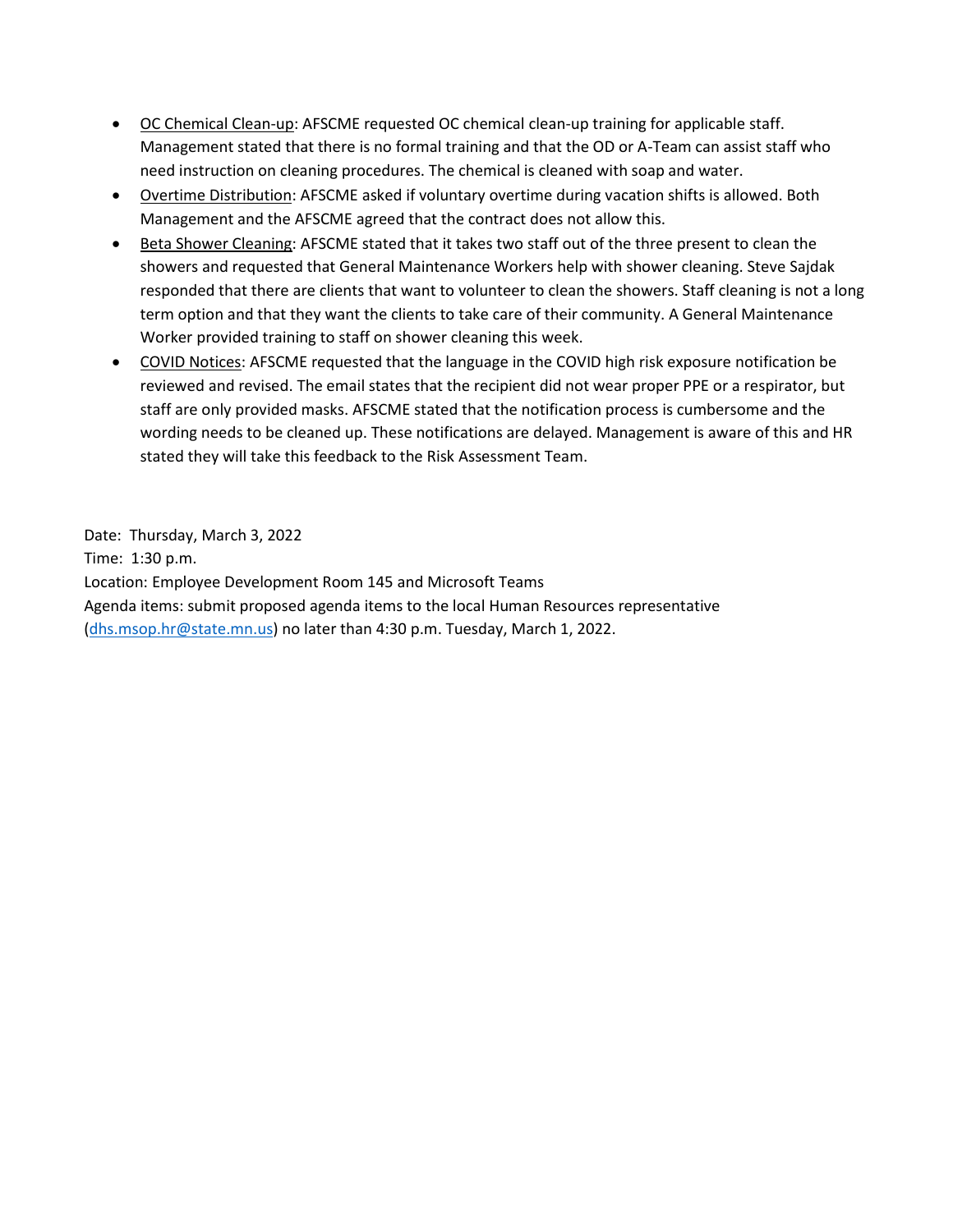- <u>OC Chemical Clean-up</u>: AFSCME requested OC chemical clean-up training for applicable staff. Management stated that there is no formal training and that the OD or A-Team can assist staff who need instruction on cleaning procedures. The chemical is cleaned with soap and water.
- <u>Overtime Distribution</u>: AFSCME asked if voluntary overtime during vacation shifts is allowed. Both Management and the AFSCME agreed that the contract does not allow this.
- <u>Beta Shower Cleaning</u>: AFSCME stated that it takes two staff out of the three present to clean the showers and requested that General Maintenance Workers help with shower cleaning. Steve Sajdak responded that there are clients that want to volunteer to clean the showers. Staff cleaning is not a long term option and that they want the clients to take care of their community. A General Maintenance Worker provided training to staff on shower cleaning this week.
- <u>COVID Notices</u>: AFSCME requested that the language in the COVID high risk exposure notification be reviewed and revised. The email states that the recipient did not wear proper PPE or a respirator, but staff are only provided masks. AFSCME stated that the notification process is cumbersome and the wording needs to be cleaned up. These notifications are delayed. Management is aware of this and HR stated they will take this feedback to the Risk Assessment Team.

Date: Thursday, March 3, 2022
Time: 1:30 p.m.
Location: Employee Development Room 145 and Microsoft Teams
Agenda items: submit proposed agenda items to the local Human Resources representative (dhs.msop.hr@state.mn.us) no later than 4:30 p.m. Tuesday, March 1, 2022.